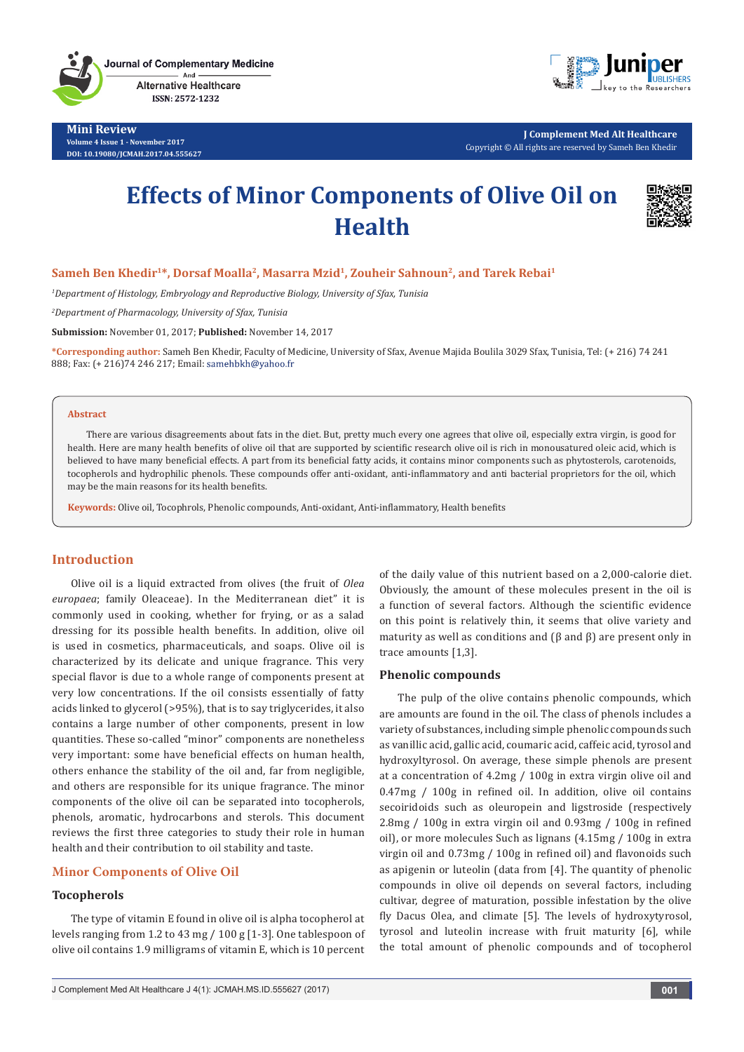Mini Review

# Effects of Minor Components of Olive Oil on Health

**Sameh Ben Khedir[1]\*, Dorsaf Moalla[2], Masarra Mzid[1], Zouheir Sahnoun[2], and Tarek Rebai[1]**

[1]*Department of Histology, Embryology and Reproductive Biology, University of Sfax, Tunisia*

[2]*Department of Pharmacology, University of Sfax, Tunisia*

**Submission:** November 01, 2017; **Published:** November 14, 2017

**\*Corresponding author:** Sameh Ben Khedir, Faculty of Medicine, University of Sfax, Avenue Majida Boulila 3029 Sfax, Tunisia, Tel: (+ 216) 74 241 888; Fax: (+ 216)74 246 217; Email: samehbkh@yahoo.fr

## Abstract

There are various disagreements about fats in the diet. But, pretty much every one agrees that olive oil, especially extra virgin, is good for health. Here are many health benefits of olive oil that are supported by scientific research olive oil is rich in monousatured oleic acid, which is believed to have many beneficial effects. A part from its beneficial fatty acids, it contains minor components such as phytosterols, carotenoids, tocopherols and hydrophilic phenols. These compounds offer anti-oxidant, anti-inflammatory and anti bacterial proprietors for the oil, which may be the main reasons for its health benefits.

**Keywords:** Olive oil, Tocophrols, Phenolic compounds, Anti-oxidant, Anti-inflammatory, Health benefits

## Introduction

Olive oil is a liquid extracted from olives (the fruit of *Olea europaea*; family Oleaceae). In the Mediterranean diet" it is commonly used in cooking, whether for frying, or as a salad dressing for its possible health benefits. In addition, olive oil is used in cosmetics, pharmaceuticals, and soaps. Olive oil is characterized by its delicate and unique fragrance. This very special flavor is due to a whole range of components present at very low concentrations. If the oil consists essentially of fatty acids linked to glycerol (>95%), that is to say triglycerides, it also contains a large number of other components, present in low quantities. These so-called "minor" components are nonetheless very important: some have beneficial effects on human health, others enhance the stability of the oil and, far from negligible, and others are responsible for its unique fragrance. The minor components of the olive oil can be separated into tocopherols, phenols, aromatic, hydrocarbons and sterols. This document reviews the first three categories to study their role in human health and their contribution to oil stability and taste.

## Minor Components of Olive Oil

### Tocopherols

The type of vitamin E found in olive oil is alpha tocopherol at levels ranging from 1.2 to 43 mg / 100 g [1-3]. One tablespoon of olive oil contains 1.9 milligrams of vitamin E, which is 10 percent of the daily value of this nutrient based on a 2,000-calorie diet. Obviously, the amount of these molecules present in the oil is a function of several factors. Although the scientific evidence on this point is relatively thin, it seems that olive variety and maturity as well as conditions and (β and β) are present only in trace amounts [1,3].

### Phenolic compounds

The pulp of the olive contains phenolic compounds, which are amounts are found in the oil. The class of phenols includes a variety of substances, including simple phenolic compounds such as vanillic acid, gallic acid, coumaric acid, caffeic acid, tyrosol and hydroxyltyrosol. On average, these simple phenols are present at a concentration of 4.2mg / 100g in extra virgin olive oil and 0.47mg / 100g in refined oil. In addition, olive oil contains secoiridoids such as oleuropein and ligstroside (respectively 2.8mg / 100g in extra virgin oil and 0.93mg / 100g in refined oil), or more molecules Such as lignans (4.15mg / 100g in extra virgin oil and 0.73mg / 100g in refined oil) and flavonoids such as apigenin or luteolin (data from [4]. The quantity of phenolic compounds in olive oil depends on several factors, including cultivar, degree of maturation, possible infestation by the olive fly Dacus Olea, and climate [5]. The levels of hydroxytyrosol, tyrosol and luteolin increase with fruit maturity [6], while the total amount of phenolic compounds and of tocopherol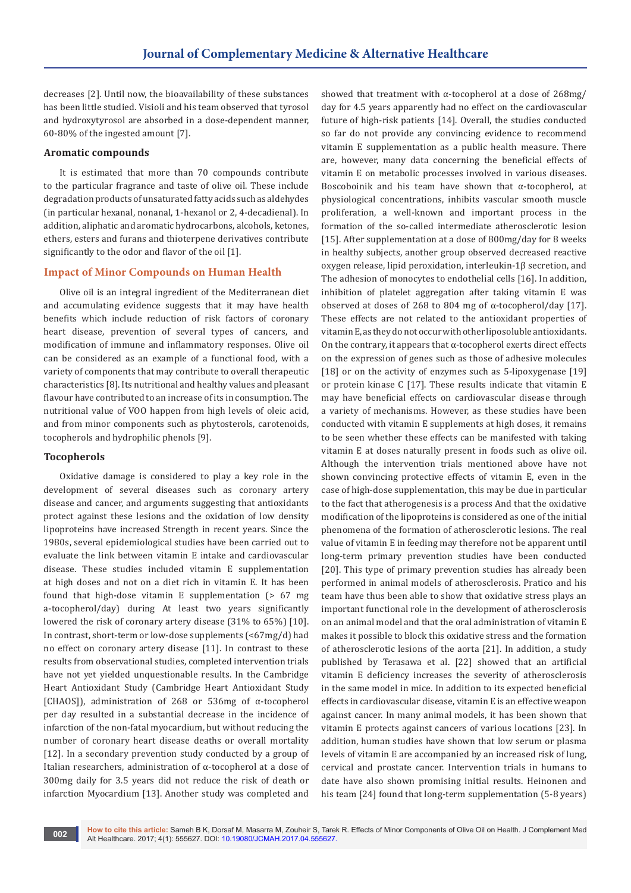decreases [2]. Until now, the bioavailability of these substances has been little studied. Visioli and his team observed that tyrosol and hydroxytyrosol are absorbed in a dose-dependent manner, 60-80% of the ingested amount [7].

### Aromatic compounds

It is estimated that more than 70 compounds contribute to the particular fragrance and taste of olive oil. These include degradation products of unsaturated fatty acids such as aldehydes (in particular hexanal, nonanal, 1-hexanol or 2, 4-decadienal). In addition, aliphatic and aromatic hydrocarbons, alcohols, ketones, ethers, esters and furans and thioterpene derivatives contribute significantly to the odor and flavor of the oil [1].

## Impact of Minor Compounds on Human Health

Olive oil is an integral ingredient of the Mediterranean diet and accumulating evidence suggests that it may have health benefits which include reduction of risk factors of coronary heart disease, prevention of several types of cancers, and modification of immune and inflammatory responses. Olive oil can be considered as an example of a functional food, with a variety of components that may contribute to overall therapeutic characteristics [8]. Its nutritional and healthy values and pleasant flavour have contributed to an increase of its in consumption. The nutritional value of VOO happen from high levels of oleic acid, and from minor components such as phytosterols, carotenoids, tocopherols and hydrophilic phenols [9].

### Tocopherols

Oxidative damage is considered to play a key role in the development of several diseases such as coronary artery disease and cancer, and arguments suggesting that antioxidants protect against these lesions and the oxidation of low density lipoproteins have increased Strength in recent years. Since the 1980s, several epidemiological studies have been carried out to evaluate the link between vitamin E intake and cardiovascular disease. These studies included vitamin E supplementation at high doses and not on a diet rich in vitamin E. It has been found that high-dose vitamin E supplementation (> 67 mg a-tocopherol/day) during At least two years significantly lowered the risk of coronary artery disease (31% to 65%) [10]. In contrast, short-term or low-dose supplements (<67mg/d) had no effect on coronary artery disease [11]. In contrast to these results from observational studies, completed intervention trials have not yet yielded unquestionable results. In the Cambridge Heart Antioxidant Study (Cambridge Heart Antioxidant Study [CHAOS]), administration of 268 or 536mg of α-tocopherol per day resulted in a substantial decrease in the incidence of infarction of the non-fatal myocardium, but without reducing the number of coronary heart disease deaths or overall mortality [12]. In a secondary prevention study conducted by a group of Italian researchers, administration of α-tocopherol at a dose of 300mg daily for 3.5 years did not reduce the risk of death or infarction Myocardium [13]. Another study was completed and showed that treatment with α-tocopherol at a dose of 268mg/day for 4.5 years apparently had no effect on the cardiovascular future of high-risk patients [14]. Overall, the studies conducted so far do not provide any convincing evidence to recommend vitamin E supplementation as a public health measure. There are, however, many data concerning the beneficial effects of vitamin E on metabolic processes involved in various diseases. Boscoboinik and his team have shown that α-tocopherol, at physiological concentrations, inhibits vascular smooth muscle proliferation, a well-known and important process in the formation of the so-called intermediate atherosclerotic lesion [15]. After supplementation at a dose of 800mg/day for 8 weeks in healthy subjects, another group observed decreased reactive oxygen release, lipid peroxidation, interleukin-1β secretion, and The adhesion of monocytes to endothelial cells [16]. In addition, inhibition of platelet aggregation after taking vitamin E was observed at doses of 268 to 804 mg of α-tocopherol/day [17]. These effects are not related to the antioxidant properties of vitamin E, as they do not occur with other liposoluble antioxidants. On the contrary, it appears that α-tocopherol exerts direct effects on the expression of genes such as those of adhesive molecules [18] or on the activity of enzymes such as 5-lipoxygenase [19] or protein kinase C [17]. These results indicate that vitamin E may have beneficial effects on cardiovascular disease through a variety of mechanisms. However, as these studies have been conducted with vitamin E supplements at high doses, it remains to be seen whether these effects can be manifested with taking vitamin E at doses naturally present in foods such as olive oil. Although the intervention trials mentioned above have not shown convincing protective effects of vitamin E, even in the case of high-dose supplementation, this may be due in particular to the fact that atherogenesis is a process And that the oxidative modification of the lipoproteins is considered as one of the initial phenomena of the formation of atherosclerotic lesions. The real value of vitamin E in feeding may therefore not be apparent until long-term primary prevention studies have been conducted [20]. This type of primary prevention studies has already been performed in animal models of atherosclerosis. Pratico and his team have thus been able to show that oxidative stress plays an important functional role in the development of atherosclerosis on an animal model and that the oral administration of vitamin E makes it possible to block this oxidative stress and the formation of atherosclerotic lesions of the aorta [21]. In addition, a study published by Terasawa et al. [22] showed that an artificial vitamin E deficiency increases the severity of atherosclerosis in the same model in mice. In addition to its expected beneficial effects in cardiovascular disease, vitamin E is an effective weapon against cancer. In many animal models, it has been shown that vitamin E protects against cancers of various locations [23]. In addition, human studies have shown that low serum or plasma levels of vitamin E are accompanied by an increased risk of lung, cervical and prostate cancer. Intervention trials in humans to date have also shown promising initial results. Heinonen and his team [24] found that long-term supplementation (5-8 years)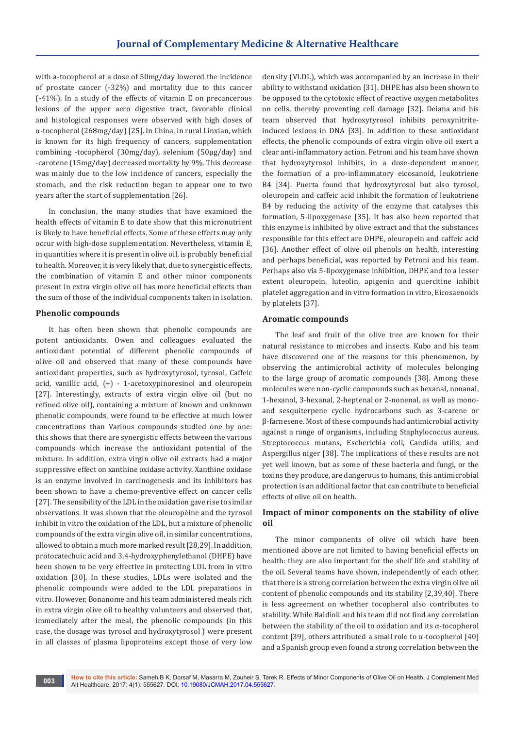with a-tocopherol at a dose of 50mg/day lowered the incidence of prostate cancer (-32%) and mortality due to this cancer (-41%). In a study of the effects of vitamin E on precancerous lesions of the upper aero digestive tract, favorable clinical and histological responses were observed with high doses of α-tocopherol (268mg/day) [25]. In China, in rural Linxian, which is known for its high frequency of cancers, supplementation combining -tocopherol (30mg/day), selenium (50μg/day) and -carotene (15mg/day) decreased mortality by 9%. This decrease was mainly due to the low incidence of cancers, especially the stomach, and the risk reduction began to appear one to two years after the start of supplementation [26].

In conclusion, the many studies that have examined the health effects of vitamin E to date show that this micronutrient is likely to have beneficial effects. Some of these effects may only occur with high-dose supplementation. Nevertheless, vitamin E, in quantities where it is present in olive oil, is probably beneficial to health. Moreover, it is very likely that, due to synergistic effects, the combination of vitamin E and other minor components present in extra virgin olive oil has more beneficial effects than the sum of those of the individual components taken in isolation.

### Phenolic compounds

It has often been shown that phenolic compounds are potent antioxidants. Owen and colleagues evaluated the antioxidant potential of different phenolic compounds of olive oil and observed that many of these compounds have antioxidant properties, such as hydroxytyrosol, tyrosol, Caffeic acid, vanillic acid, (+) - 1-acetoxypinoresinol and oleuropein [27]. Interestingly, extracts of extra virgin olive oil (but no refined olive oil), containing a mixture of known and unknown phenolic compounds, were found to be effective at much lower concentrations than Various compounds studied one by one: this shows that there are synergistic effects between the various compounds which increase the antioxidant potential of the mixture. In addition, extra virgin olive oil extracts had a major suppressive effect on xanthine oxidase activity. Xanthine oxidase is an enzyme involved in carcinogenesis and its inhibitors has been shown to have a chemo-preventive effect on cancer cells [27]. The sensibility of the LDL in the oxidation gave rise to similar observations. It was shown that the oleuropéine and the tyrosol inhibit in vitro the oxidation of the LDL, but a mixture of phenolic compounds of the extra virgin olive oil, in similar concentrations, allowed to obtain a much more marked result [28,29]. In addition, protocatechuic acid and 3,4-hydroxyphenylethanol (DHPE) have been shown to be very effective in protecting LDL from in vitro oxidation [30]. In these studies, LDLs were isolated and the phenolic compounds were added to the LDL preparations in vitro. However, Bonanome and his team administered meals rich in extra virgin olive oil to healthy volunteers and observed that, immediately after the meal, the phenolic compounds (in this case, the dosage was tyrosol and hydroxytyrosol ) were present in all classes of plasma lipoproteins except those of very low density (VLDL), which was accompanied by an increase in their ability to withstand oxidation [31]. DHPE has also been shown to be opposed to the cytotoxic effect of reactive oxygen metabolites on cells, thereby preventing cell damage [32]. Deiana and his team observed that hydroxytyrosol inhibits peroxynitrite-induced lesions in DNA [33]. In addition to these antioxidant effects, the phenolic compounds of extra virgin olive oil exert a clear anti-inflammatory action. Petroni and his team have shown that hydroxytyrosol inhibits, in a dose-dependent manner, the formation of a pro-inflammatory eicosanoid, leukotriene B4 [34]. Puerta found that hydroxytyrosol but also tyrosol, oleuropein and caffeic acid inhibit the formation of leukotriene B4 by reducing the activity of the enzyme that catalyses this formation, 5-lipoxygenase [35]. It has also been reported that this enzyme is inhibited by olive extract and that the substances responsible for this effect are DHPE, oleuropein and caffeic acid [36]. Another effect of olive oil phenols on health, interesting and perhaps beneficial, was reported by Petroni and his team. Perhaps also via 5-lipoxygenase inhibition, DHPE and to a lesser extent oleuropein, luteolin, apigenin and quercitine inhibit platelet aggregation and in vitro formation in vitro, Eicosaenoids by platelets [37].

### Aromatic compounds

The leaf and fruit of the olive tree are known for their natural resistance to microbes and insects. Kubo and his team have discovered one of the reasons for this phenomenon, by observing the antimicrobial activity of molecules belonging to the large group of aromatic compounds [38]. Among these molecules were non-cyclic compounds such as hexanal, nonanal, 1-hexanol, 3-hexanal, 2-heptenal or 2-nonenal, as well as mono- and sesquiterpene cyclic hydrocarbons such as 3-carene or β-farnesene. Most of these compounds had antimicrobial activity against a range of organisms, including Staphylococcus aureus, Streptococcus mutans, Escherichia coli, Candida utilis, and Aspergillus niger [38]. The implications of these results are not yet well known, but as some of these bacteria and fungi, or the toxins they produce, are dangerous to humans, this antimicrobial protection is an additional factor that can contribute to beneficial effects of olive oil on health.

### Impact of minor components on the stability of olive oil

The minor components of olive oil which have been mentioned above are not limited to having beneficial effects on health: they are also important for the shelf life and stability of the oil. Several teams have shown, independently of each other, that there is a strong correlation between the extra virgin olive oil content of phenolic compounds and its stability [2,39,40]. There is less agreement on whether tocopherol also contributes to stability. While Baldioli and his team did not find any correlation between the stability of the oil to oxidation and its α-tocopherol content [39], others attributed a small role to α-tocopherol [40] and a Spanish group even found a strong correlation between the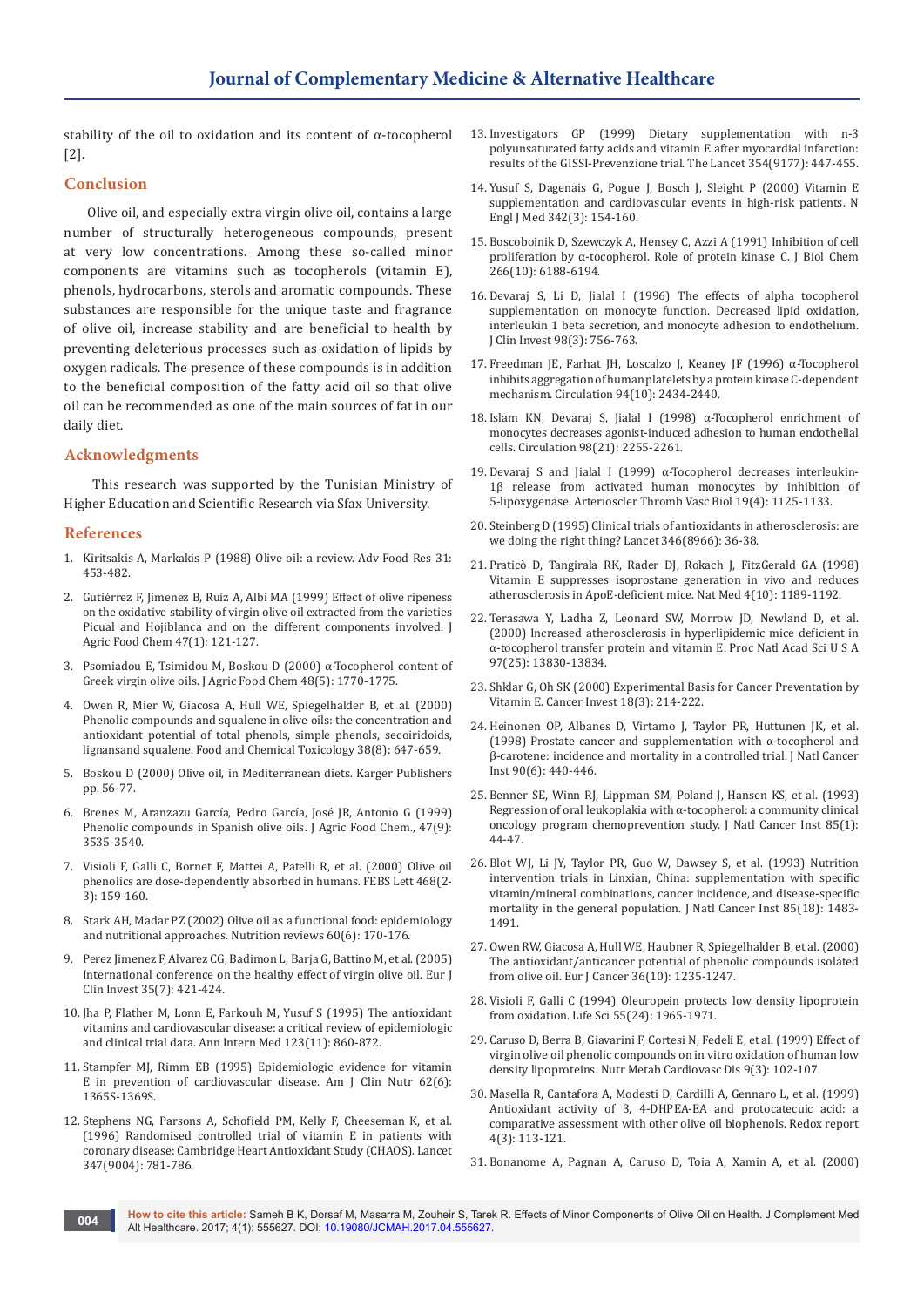stability of the oil to oxidation and its content of α-tocopherol [2].

## Conclusion

Olive oil, and especially extra virgin olive oil, contains a large number of structurally heterogeneous compounds, present at very low concentrations. Among these so-called minor components are vitamins such as tocopherols (vitamin E), phenols, hydrocarbons, sterols and aromatic compounds. These substances are responsible for the unique taste and fragrance of olive oil, increase stability and are beneficial to health by preventing deleterious processes such as oxidation of lipids by oxygen radicals. The presence of these compounds is in addition to the beneficial composition of the fatty acid oil so that olive oil can be recommended as one of the main sources of fat in our daily diet.

## Acknowledgments

This research was supported by the Tunisian Ministry of Higher Education and Scientific Research via Sfax University.

## References

1. Kiritsakis A, Markakis P (1988) Olive oil: a review. Adv Food Res 31: 453-482.
2. Gutiérrez F, Jímenez B, Ruíz A, Albi MA (1999) Effect of olive ripeness on the oxidative stability of virgin olive oil extracted from the varieties Picual and Hojiblanca and on the different components involved. J Agric Food Chem 47(1): 121-127.
3. Psomiadou E, Tsimidou M, Boskou D (2000) α-Tocopherol content of Greek virgin olive oils. J Agric Food Chem 48(5): 1770-1775.
4. Owen R, Mier W, Giacosa A, Hull WE, Spiegelhalder B, et al. (2000) Phenolic compounds and squalene in olive oils: the concentration and antioxidant potential of total phenols, simple phenols, secoiridoids, lignansand squalene. Food and Chemical Toxicology 38(8): 647-659.
5. Boskou D (2000) Olive oil, in Mediterranean diets. Karger Publishers pp. 56-77.
6. Brenes M, Aranzazu García, Pedro García, José JR, Antonio G (1999) Phenolic compounds in Spanish olive oils. J Agric Food Chem., 47(9): 3535-3540.
7. Visioli F, Galli C, Bornet F, Mattei A, Patelli R, et al. (2000) Olive oil phenolics are dose-dependently absorbed in humans. FEBS Lett 468(2-3): 159-160.
8. Stark AH, Madar PZ (2002) Olive oil as a functional food: epidemiology and nutritional approaches. Nutrition reviews 60(6): 170-176.
9. Perez Jimenez F, Alvarez CG, Badimon L, Barja G, Battino M, et al. (2005) International conference on the healthy effect of virgin olive oil. Eur J Clin Invest 35(7): 421-424.
10. Jha P, Flather M, Lonn E, Farkouh M, Yusuf S (1995) The antioxidant vitamins and cardiovascular disease: a critical review of epidemiologic and clinical trial data. Ann Intern Med 123(11): 860-872.
11. Stampfer MJ, Rimm EB (1995) Epidemiologic evidence for vitamin E in prevention of cardiovascular disease. Am J Clin Nutr 62(6): 1365S-1369S.
12. Stephens NG, Parsons A, Schofield PM, Kelly F, Cheeseman K, et al. (1996) Randomised controlled trial of vitamin E in patients with coronary disease: Cambridge Heart Antioxidant Study (CHAOS). Lancet 347(9004): 781-786.
13. Investigators GP (1999) Dietary supplementation with n-3 polyunsaturated fatty acids and vitamin E after myocardial infarction: results of the GISSI-Prevenzione trial. The Lancet 354(9177): 447-455.
14. Yusuf S, Dagenais G, Pogue J, Bosch J, Sleight P (2000) Vitamin E supplementation and cardiovascular events in high-risk patients. N Engl J Med 342(3): 154-160.
15. Boscoboinik D, Szewczyk A, Hensey C, Azzi A (1991) Inhibition of cell proliferation by α-tocopherol. Role of protein kinase C. J Biol Chem 266(10): 6188-6194.
16. Devaraj S, Li D, Jialal I (1996) The effects of alpha tocopherol supplementation on monocyte function. Decreased lipid oxidation, interleukin 1 beta secretion, and monocyte adhesion to endothelium. J Clin Invest 98(3): 756-763.
17. Freedman JE, Farhat JH, Loscalzo J, Keaney JF (1996) α-Tocopherol inhibits aggregation of human platelets by a protein kinase C-dependent mechanism. Circulation 94(10): 2434-2440.
18. Islam KN, Devaraj S, Jialal I (1998) α-Tocopherol enrichment of monocytes decreases agonist-induced adhesion to human endothelial cells. Circulation 98(21): 2255-2261.
19. Devaraj S and Jialal I (1999) α-Tocopherol decreases interleukin-1β release from activated human monocytes by inhibition of 5-lipoxygenase. Arterioscler Thromb Vasc Biol 19(4): 1125-1133.
20. Steinberg D (1995) Clinical trials of antioxidants in atherosclerosis: are we doing the right thing? Lancet 346(8966): 36-38.
21. Praticò D, Tangirala RK, Rader DJ, Rokach J, FitzGerald GA (1998) Vitamin E suppresses isoprostane generation in vivo and reduces atherosclerosis in ApoE-deficient mice. Nat Med 4(10): 1189-1192.
22. Terasawa Y, Ladha Z, Leonard SW, Morrow JD, Newland D, et al. (2000) Increased atherosclerosis in hyperlipidemic mice deficient in α-tocopherol transfer protein and vitamin E. Proc Natl Acad Sci U S A 97(25): 13830-13834.
23. Shklar G, Oh SK (2000) Experimental Basis for Cancer Prevention by Vitamin E. Cancer Invest 18(3): 214-222.
24. Heinonen OP, Albanes D, Virtamo J, Taylor PR, Huttunen JK, et al. (1998) Prostate cancer and supplementation with α-tocopherol and β-carotene: incidence and mortality in a controlled trial. J Natl Cancer Inst 90(6): 440-446.
25. Benner SE, Winn RJ, Lippman SM, Poland J, Hansen KS, et al. (1993) Regression of oral leukoplakia with α-tocopherol: a community clinical oncology program chemoprevention study. J Natl Cancer Inst 85(1): 44-47.
26. Blot WJ, Li JY, Taylor PR, Guo W, Dawsey S, et al. (1993) Nutrition intervention trials in Linxian, China: supplementation with specific vitamin/mineral combinations, cancer incidence, and disease-specific mortality in the general population. J Natl Cancer Inst 85(18): 1483-1491.
27. Owen RW, Giacosa A, Hull WE, Haubner R, Spiegelhalder B, et al. (2000) The antioxidant/anticancer potential of phenolic compounds isolated from olive oil. Eur J Cancer 36(10): 1235-1247.
28. Visioli F, Galli C (1994) Oleuropein protects low density lipoprotein from oxidation. Life Sci 55(24): 1965-1971.
29. Caruso D, Berra B, Giavarini F, Cortesi N, Fedeli E, et al. (1999) Effect of virgin olive oil phenolic compounds on in vitro oxidation of human low density lipoproteins. Nutr Metab Cardiovasc Dis 9(3): 102-107.
30. Masella R, Cantafora A, Modesti D, Cardilli A, Gennaro L, et al. (1999) Antioxidant activity of 3, 4-DHPEA-EA and protocatecuic acid: a comparative assessment with other olive oil biophenols. Redox report 4(3): 113-121.
31. Bonanome A, Pagnan A, Caruso D, Toia A, Xamin A, et al. (2000)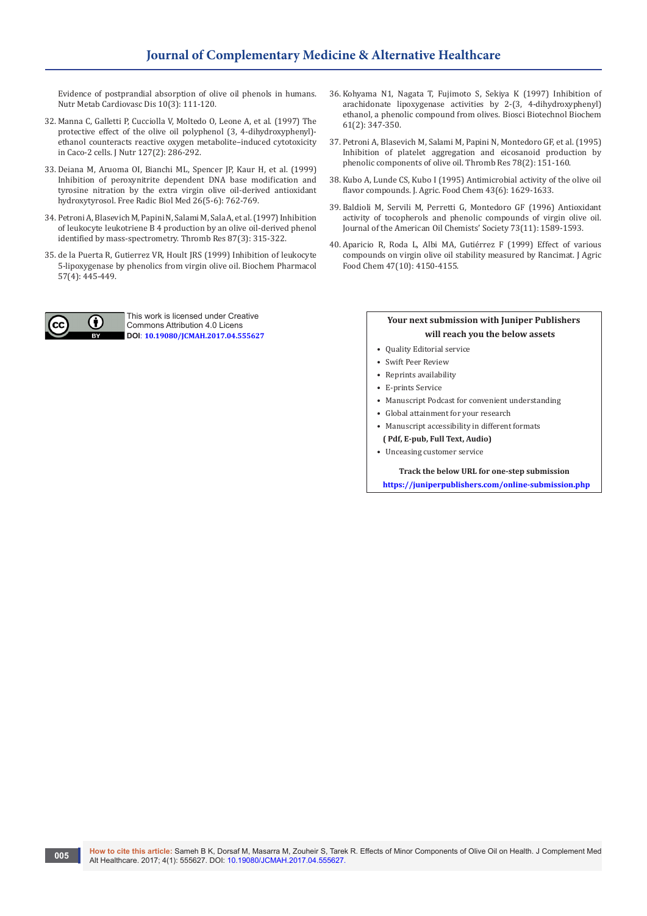Evidence of postprandial absorption of olive oil phenols in humans. Nutr Metab Cardiovasc Dis 10(3): 111-120.

32. Manna C, Galletti P, Cucciolla V, Moltedo O, Leone A, et al. (1997) The protective effect of the olive oil polyphenol (3, 4-dihydroxyphenyl)-ethanol counteracts reactive oxygen metabolite–induced cytotoxicity in Caco-2 cells. J Nutr 127(2): 286-292.

33. Deiana M, Aruoma OI, Bianchi ML, Spencer JP, Kaur H, et al. (1999) Inhibition of peroxynitrite dependent DNA base modification and tyrosine nitration by the extra virgin olive oil-derived antioxidant hydroxytyrosol. Free Radic Biol Med 26(5-6): 762-769.

34. Petroni A, Blasevich M, Papini N, Salami M, Sala A, et al. (1997) Inhibition of leukocyte leukotriene B 4 production by an olive oil-derived phenol identified by mass-spectrometry. Thromb Res 87(3): 315-322.

35. de la Puerta R, Gutierrez VR, Hoult JRS (1999) Inhibition of leukocyte 5-lipoxygenase by phenolics from virgin olive oil. Biochem Pharmacol 57(4): 445-449.

36. Kohyama N1, Nagata T, Fujimoto S, Sekiya K (1997) Inhibition of arachidonate lipoxygenase activities by 2-(3, 4-dihydroxyphenyl) ethanol, a phenolic compound from olives. Biosci Biotechnol Biochem 61(2): 347-350.

37. Petroni A, Blasevich M, Salami M, Papini N, Montedoro GF, et al. (1995) Inhibition of platelet aggregation and eicosanoid production by phenolic components of olive oil. Thromb Res 78(2): 151-160.

38. Kubo A, Lunde CS, Kubo I (1995) Antimicrobial activity of the olive oil flavor compounds. J. Agric. Food Chem 43(6): 1629-1633.

39. Baldioli M, Servili M, Perretti G, Montedoro GF (1996) Antioxidant activity of tocopherols and phenolic compounds of virgin olive oil. Journal of the American Oil Chemists' Society 73(11): 1589-1593.

40. Aparicio R, Roda L, Albi MA, Gutiérrez F (1999) Effect of various compounds on virgin olive oil stability measured by Rancimat. J Agric Food Chem 47(10): 4150-4155.

This work is licensed under Creative Commons Attribution 4.0 Licens
**DOI**: **10.19080/JCMAH.2017.04.555627**

**Your next submission with Juniper Publishers will reach you the below assets**

- Quality Editorial service
- Swift Peer Review
- Reprints availability
- E-prints Service
- Manuscript Podcast for convenient understanding
- Global attainment for your research
- Manuscript accessibility in different formats
  **( Pdf, E-pub, Full Text, Audio)**
- Unceasing customer service

**Track the below URL for one-step submission**
**https://juniperpublishers.com/online-submission.php**

**How to cite this article:** Sameh B K, Dorsaf M, Masarra M, Zouheir S, Tarek R. Effects of Minor Components of Olive Oil on Health. J Complement Med Alt Healthcare. 2017; 4(1): 555627. DOI: 10.19080/JCMAH.2017.04.555627.